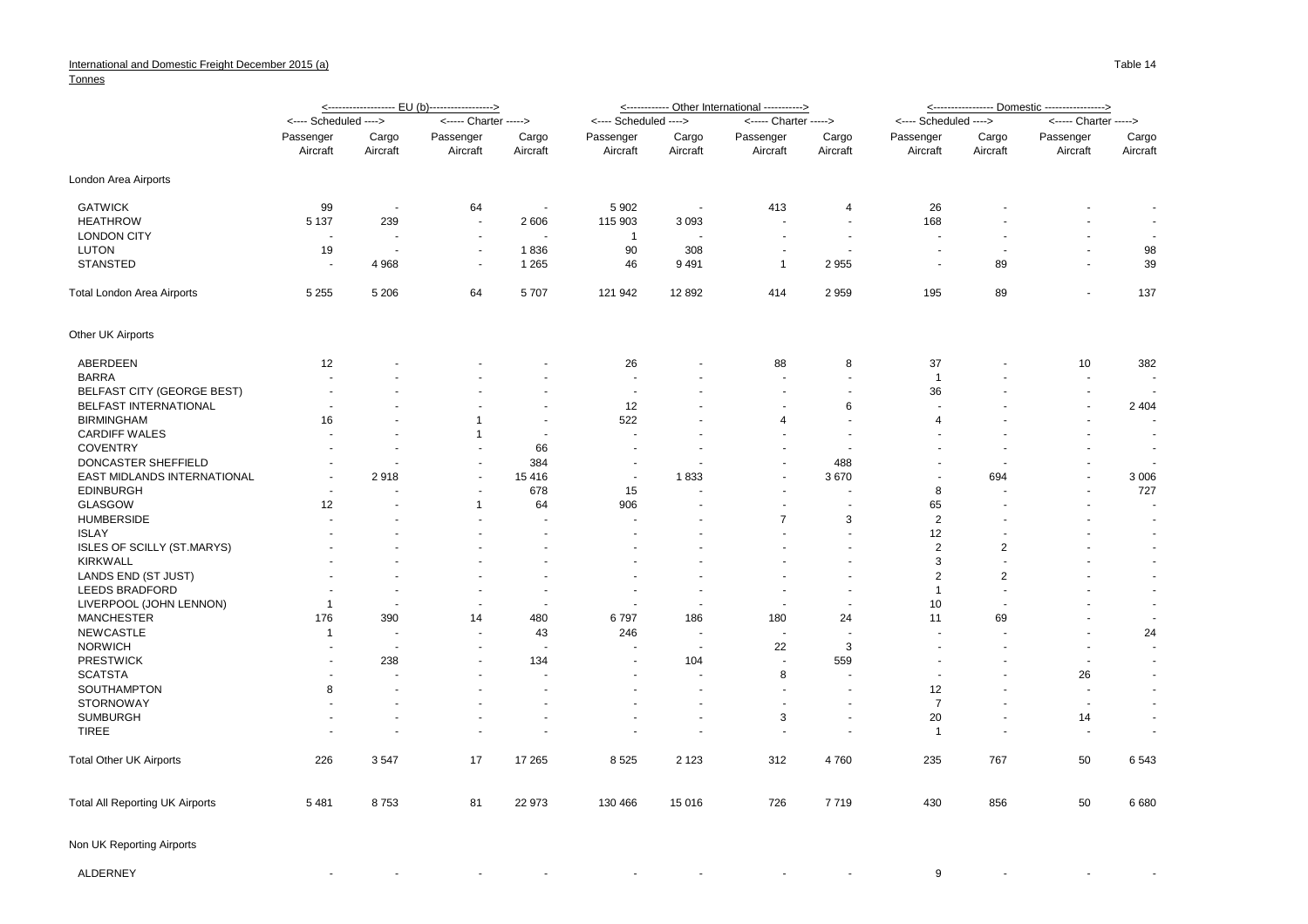International and Domestic Freight December 2015 (a)

Tonnes

Table 14

| | EU (b) | | | | Other International | | | | Domestic | | | |
|---|---|---|---|---|---|---|---|---|---|---|---|---|
| | Scheduled | | Charter | | Scheduled | | Charter | | Scheduled | | Charter | |
| | Passenger Aircraft | Cargo Aircraft | Passenger Aircraft | Cargo Aircraft | Passenger Aircraft | Cargo Aircraft | Passenger Aircraft | Cargo Aircraft | Passenger Aircraft | Cargo Aircraft | Passenger Aircraft | Cargo Aircraft |
| **London Area Airports** | | | | | | | | | | | | |
| GATWICK | 99 | - | 64 | - | 5 902 | - | 413 | 4 | 26 | - | - | - |
| HEATHROW | 5 137 | 239 | - | 2 606 | 115 903 | 3 093 | - | - | 168 | - | - | - |
| LONDON CITY | - | - | - | - | 1 | - | - | - | - | - | - | - |
| LUTON | 19 | - | - | 1 836 | 90 | 308 | - | - | - | - | - | 98 |
| STANSTED | - | 4 968 | - | 1 265 | 46 | 9 491 | 1 | 2 955 | - | 89 | - | 39 |
| Total London Area Airports | 5 255 | 5 206 | 64 | 5 707 | 121 942 | 12 892 | 414 | 2 959 | 195 | 89 | - | 137 |
| **Other UK Airports** | | | | | | | | | | | | |
| ABERDEEN | 12 | - | - | - | 26 | - | 88 | 8 | 37 | - | 10 | 382 |
| BARRA | - | - | - | - | - | - | - | - | 1 | - | - | - |
| BELFAST CITY (GEORGE BEST) | - | - | - | - | - | - | - | - | 36 | - | - | - |
| BELFAST INTERNATIONAL | - | - | - | - | 12 | - | - | 6 | - | - | - | 2 404 |
| BIRMINGHAM | 16 | - | 1 | - | 522 | - | 4 | - | 4 | - | - | - |
| CARDIFF WALES | - | - | 1 | - | - | - | - | - | - | - | - | - |
| COVENTRY | - | - | - | 66 | - | - | - | - | - | - | - | - |
| DONCASTER SHEFFIELD | - | - | - | 384 | - | - | - | 488 | - | - | - | - |
| EAST MIDLANDS INTERNATIONAL | - | 2 918 | - | 15 416 | - | 1 833 | - | 3 670 | - | 694 | - | 3 006 |
| EDINBURGH | - | - | - | 678 | 15 | - | - | - | 8 | - | - | 727 |
| GLASGOW | 12 | - | 1 | 64 | 906 | - | - | - | 65 | - | - | - |
| HUMBERSIDE | - | - | - | - | - | - | 7 | 3 | 2 | - | - | - |
| ISLAY | - | - | - | - | - | - | - | - | 12 | - | - | - |
| ISLES OF SCILLY (ST.MARYS) | - | - | - | - | - | - | - | - | 2 | 2 | - | - |
| KIRKWALL | - | - | - | - | - | - | - | - | 3 | - | - | - |
| LANDS END (ST JUST) | - | - | - | - | - | - | - | - | 2 | 2 | - | - |
| LEEDS BRADFORD | - | - | - | - | - | - | - | - | 1 | - | - | - |
| LIVERPOOL (JOHN LENNON) | 1 | - | - | - | - | - | - | - | 10 | - | - | - |
| MANCHESTER | 176 | 390 | 14 | 480 | 6 797 | 186 | 180 | 24 | 11 | 69 | - | - |
| NEWCASTLE | 1 | - | - | 43 | 246 | - | - | - | - | - | - | 24 |
| NORWICH | - | - | - | - | - | - | 22 | 3 | - | - | - | - |
| PRESTWICK | - | 238 | - | 134 | - | 104 | - | 559 | - | - | - | - |
| SCATSTA | - | - | - | - | - | - | 8 | - | - | - | 26 | - |
| SOUTHAMPTON | 8 | - | - | - | - | - | - | - | 12 | - | - | - |
| STORNOWAY | - | - | - | - | - | - | - | - | 7 | - | - | - |
| SUMBURGH | - | - | - | - | - | - | 3 | - | 20 | - | 14 | - |
| TIREE | - | - | - | - | - | - | - | - | 1 | - | - | - |
| Total Other UK Airports | 226 | 3 547 | 17 | 17 265 | 8 525 | 2 123 | 312 | 4 760 | 235 | 767 | 50 | 6 543 |
| Total All Reporting UK Airports | 5 481 | 8 753 | 81 | 22 973 | 130 466 | 15 016 | 726 | 7 719 | 430 | 856 | 50 | 6 680 |
| **Non UK Reporting Airports** | | | | | | | | | | | | |
| ALDERNEY | - | - | - | - | - | - | - | - | 9 | - | - | - |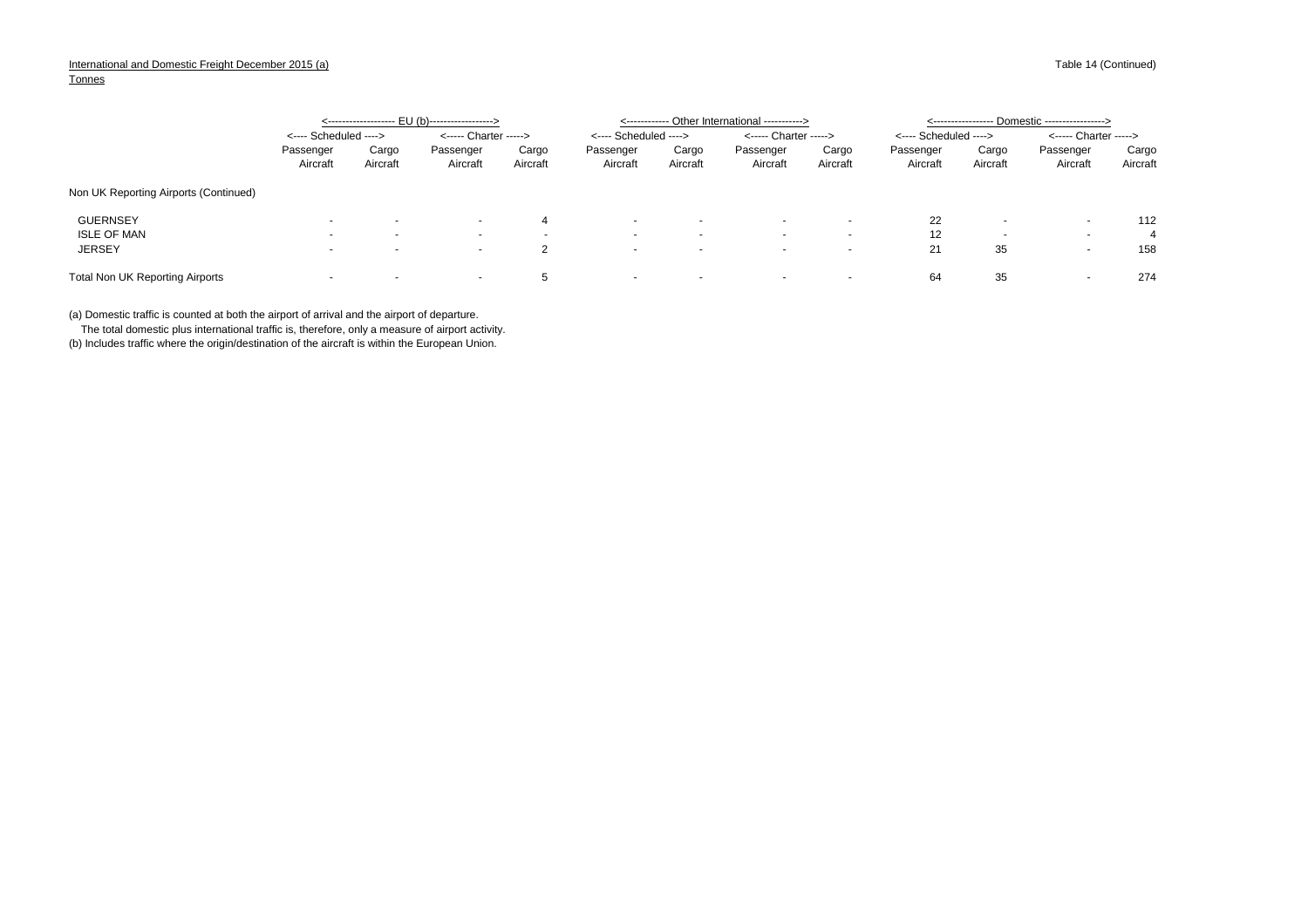International and Domestic Freight December 2015 (a)

Tonnes

Table 14 (Continued)

| | EU (b) | | | | Other International | | | | Domestic | | | |
|---|---|---|---|---|---|---|---|---|---|---|---|---|
| | Scheduled | | Charter | | Scheduled | | Charter | | Scheduled | | Charter | |
| | Passenger Aircraft | Cargo Aircraft | Passenger Aircraft | Cargo Aircraft | Passenger Aircraft | Cargo Aircraft | Passenger Aircraft | Cargo Aircraft | Passenger Aircraft | Cargo Aircraft | Passenger Aircraft | Cargo Aircraft |
| Non UK Reporting Airports (Continued) | | | | | | | | | | | | |
| GUERNSEY | - | - | - | 4 | - | - | - | - | 22 | - | - | 112 |
| ISLE OF MAN | - | - | - | - | - | - | - | - | 12 | - | - | 4 |
| JERSEY | - | - | - | 2 | - | - | - | - | 21 | 35 | - | 158 |
| Total Non UK Reporting Airports | - | - | - | 5 | - | - | - | - | 64 | 35 | - | 274 |

(a) Domestic traffic is counted at both the airport of arrival and the airport of departure.
The total domestic plus international traffic is, therefore, only a measure of airport activity.

(b) Includes traffic where the origin/destination of the aircraft is within the European Union.